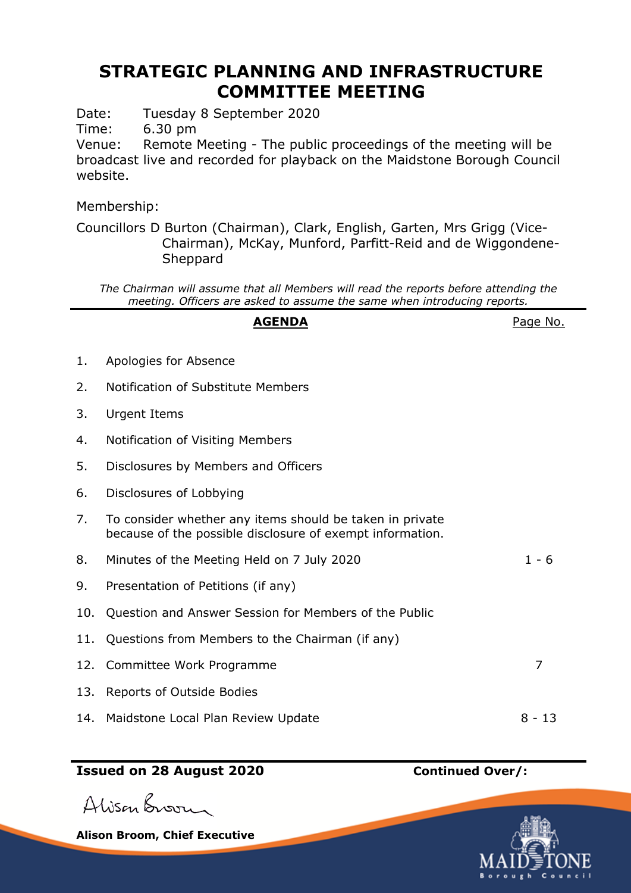# STRATEGIC PLANNING AND INFRASTRUCTURE COMMITTEE MEETING

Date: Tuesday 8 September 2020
Time: 6.30 pm
Venue: Remote Meeting - The public proceedings of the meeting will be broadcast live and recorded for playback on the Maidstone Borough Council website.

Membership:

Councillors D Burton (Chairman), Clark, English, Garten, Mrs Grigg (Vice-Chairman), McKay, Munford, Parfitt-Reid and de Wiggondene-Sheppard

*The Chairman will assume that all Members will read the reports before attending the meeting. Officers are asked to assume the same when introducing reports.*

| | **AGENDA** | Page No. |
|---|---|---|
| 1. | Apologies for Absence | |
| 2. | Notification of Substitute Members | |
| 3. | Urgent Items | |
| 4. | Notification of Visiting Members | |
| 5. | Disclosures by Members and Officers | |
| 6. | Disclosures of Lobbying | |
| 7. | To consider whether any items should be taken in private because of the possible disclosure of exempt information. | |
| 8. | Minutes of the Meeting Held on 7 July 2020 | 1 - 6 |
| 9. | Presentation of Petitions (if any) | |
| 10. | Question and Answer Session for Members of the Public | |
| 11. | Questions from Members to the Chairman (if any) | |
| 12. | Committee Work Programme | 7 |
| 13. | Reports of Outside Bodies | |
| 14. | Maidstone Local Plan Review Update | 8 - 13 |

**Issued on 28 August 2020** **Continued Over/:**

**Alison Broom, Chief Executive**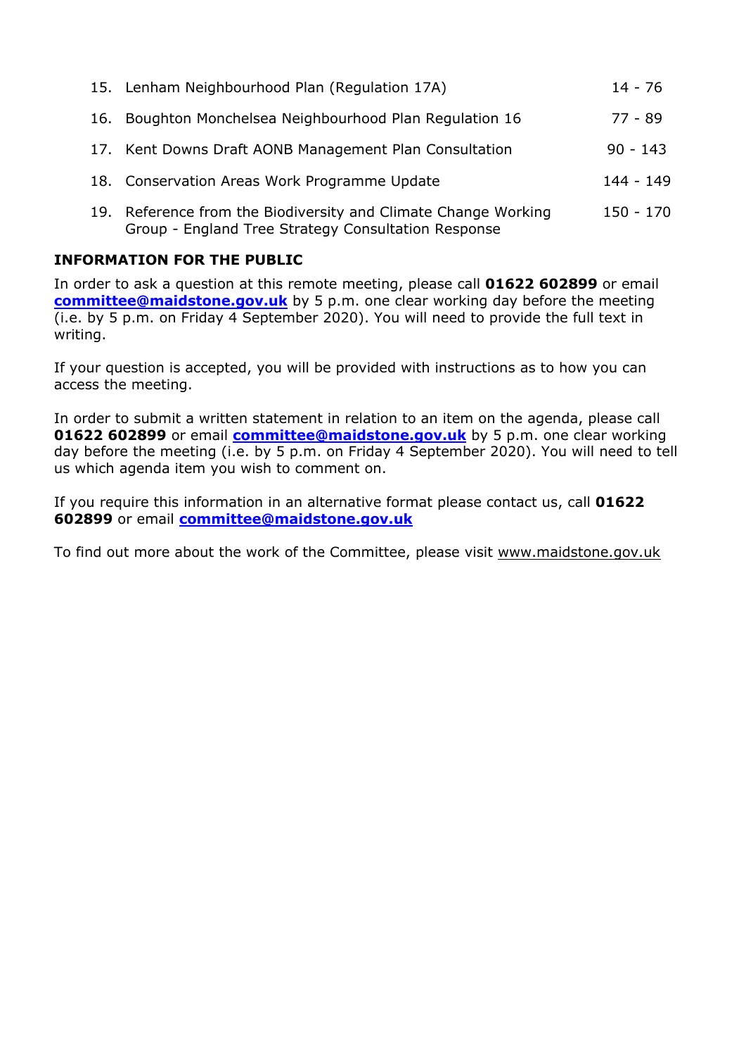| | | |
|---|---|---|
| 15. | Lenham Neighbourhood Plan (Regulation 17A) | 14 - 76 |
| 16. | Boughton Monchelsea Neighbourhood Plan Regulation 16 | 77 - 89 |
| 17. | Kent Downs Draft AONB Management Plan Consultation | 90 - 143 |
| 18. | Conservation Areas Work Programme Update | 144 - 149 |
| 19. | Reference from the Biodiversity and Climate Change Working Group - England Tree Strategy Consultation Response | 150 - 170 |

**INFORMATION FOR THE PUBLIC**

In order to ask a question at this remote meeting, please call **01622 602899** or email **committee@maidstone.gov.uk** by 5 p.m. one clear working day before the meeting (i.e. by 5 p.m. on Friday 4 September 2020). You will need to provide the full text in writing.

If your question is accepted, you will be provided with instructions as to how you can access the meeting.

In order to submit a written statement in relation to an item on the agenda, please call **01622 602899** or email **committee@maidstone.gov.uk** by 5 p.m. one clear working day before the meeting (i.e. by 5 p.m. on Friday 4 September 2020). You will need to tell us which agenda item you wish to comment on.

If you require this information in an alternative format please contact us, call **01622 602899** or email **committee@maidstone.gov.uk**

To find out more about the work of the Committee, please visit www.maidstone.gov.uk